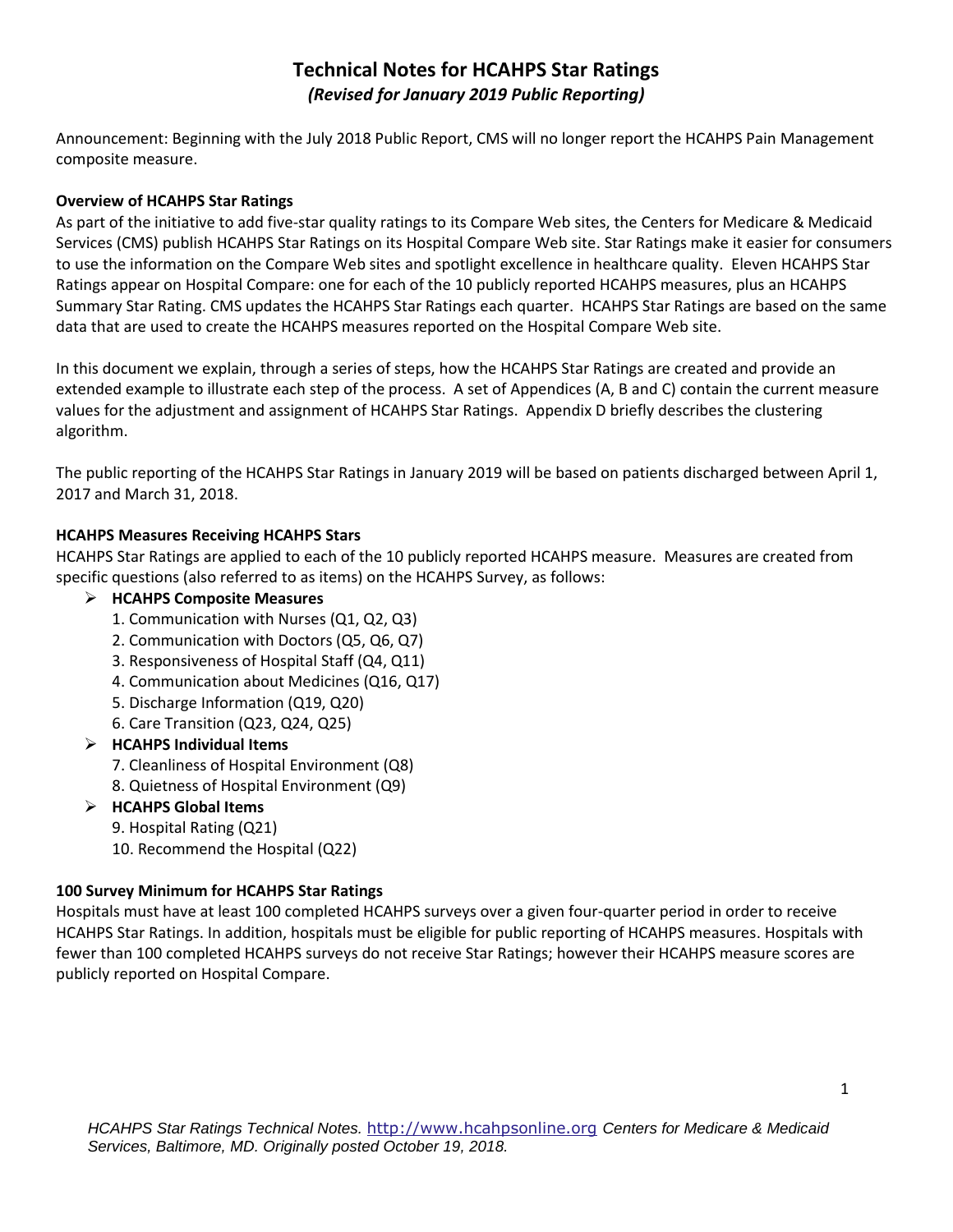# Technical Notes for HCAHPS Star Ratings

***(Revised for January 2019 Public Reporting)***

Announcement: Beginning with the July 2018 Public Report, CMS will no longer report the HCAHPS Pain Management composite measure.

### Overview of HCAHPS Star Ratings

As part of the initiative to add five-star quality ratings to its Compare Web sites, the Centers for Medicare & Medicaid Services (CMS) publish HCAHPS Star Ratings on its Hospital Compare Web site. Star Ratings make it easier for consumers to use the information on the Compare Web sites and spotlight excellence in healthcare quality. Eleven HCAHPS Star Ratings appear on Hospital Compare: one for each of the 10 publicly reported HCAHPS measures, plus an HCAHPS Summary Star Rating. CMS updates the HCAHPS Star Ratings each quarter. HCAHPS Star Ratings are based on the same data that are used to create the HCAHPS measures reported on the Hospital Compare Web site.

In this document we explain, through a series of steps, how the HCAHPS Star Ratings are created and provide an extended example to illustrate each step of the process. A set of Appendices (A, B and C) contain the current measure values for the adjustment and assignment of HCAHPS Star Ratings. Appendix D briefly describes the clustering algorithm.

The public reporting of the HCAHPS Star Ratings in January 2019 will be based on patients discharged between April 1, 2017 and March 31, 2018.

### HCAHPS Measures Receiving HCAHPS Stars

HCAHPS Star Ratings are applied to each of the 10 publicly reported HCAHPS measure. Measures are created from specific questions (also referred to as items) on the HCAHPS Survey, as follows:

- **HCAHPS Composite Measures**
  1. Communication with Nurses (Q1, Q2, Q3)
  2. Communication with Doctors (Q5, Q6, Q7)
  3. Responsiveness of Hospital Staff (Q4, Q11)
  4. Communication about Medicines (Q16, Q17)
  5. Discharge Information (Q19, Q20)
  6. Care Transition (Q23, Q24, Q25)
- **HCAHPS Individual Items**
  7. Cleanliness of Hospital Environment (Q8)
  8. Quietness of Hospital Environment (Q9)
- **HCAHPS Global Items**
  9. Hospital Rating (Q21)
  10. Recommend the Hospital (Q22)

### 100 Survey Minimum for HCAHPS Star Ratings

Hospitals must have at least 100 completed HCAHPS surveys over a given four-quarter period in order to receive HCAHPS Star Ratings. In addition, hospitals must be eligible for public reporting of HCAHPS measures. Hospitals with fewer than 100 completed HCAHPS surveys do not receive Star Ratings; however their HCAHPS measure scores are publicly reported on Hospital Compare.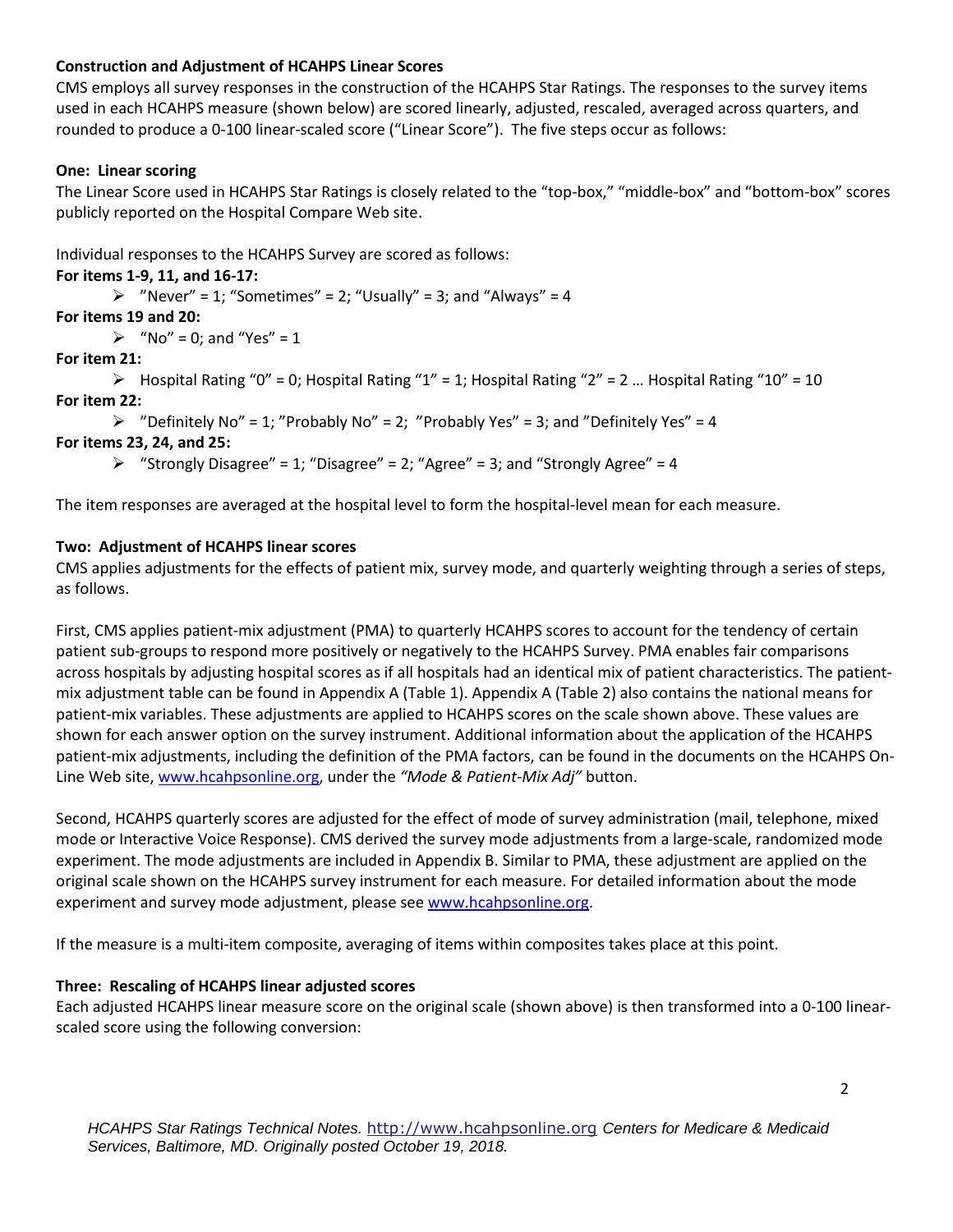**Construction and Adjustment of HCAHPS Linear Scores**

CMS employs all survey responses in the construction of the HCAHPS Star Ratings. The responses to the survey items used in each HCAHPS measure (shown below) are scored linearly, adjusted, rescaled, averaged across quarters, and rounded to produce a 0-100 linear-scaled score ("Linear Score"). The five steps occur as follows:

**One: Linear scoring**

The Linear Score used in HCAHPS Star Ratings is closely related to the "top-box," "middle-box" and "bottom-box" scores publicly reported on the Hospital Compare Web site.

Individual responses to the HCAHPS Survey are scored as follows:

**For items 1-9, 11, and 16-17:**

- "Never" = 1; "Sometimes" = 2; "Usually" = 3; and "Always" = 4

**For items 19 and 20:**

- "No" = 0; and "Yes" = 1

**For item 21:**

- Hospital Rating "0" = 0; Hospital Rating "1" = 1; Hospital Rating "2" = 2 … Hospital Rating "10" = 10

**For item 22:**

- "Definitely No" = 1; "Probably No" = 2; "Probably Yes" = 3; and "Definitely Yes" = 4

**For items 23, 24, and 25:**

- "Strongly Disagree" = 1; "Disagree" = 2; "Agree" = 3; and "Strongly Agree" = 4

The item responses are averaged at the hospital level to form the hospital-level mean for each measure.

**Two: Adjustment of HCAHPS linear scores**

CMS applies adjustments for the effects of patient mix, survey mode, and quarterly weighting through a series of steps, as follows.

First, CMS applies patient-mix adjustment (PMA) to quarterly HCAHPS scores to account for the tendency of certain patient sub-groups to respond more positively or negatively to the HCAHPS Survey. PMA enables fair comparisons across hospitals by adjusting hospital scores as if all hospitals had an identical mix of patient characteristics. The patient-mix adjustment table can be found in Appendix A (Table 1). Appendix A (Table 2) also contains the national means for patient-mix variables. These adjustments are applied to HCAHPS scores on the scale shown above. These values are shown for each answer option on the survey instrument. Additional information about the application of the HCAHPS patient-mix adjustments, including the definition of the PMA factors, can be found in the documents on the HCAHPS On-Line Web site, www.hcahpsonline.org, under the *"Mode & Patient-Mix Adj"* button.

Second, HCAHPS quarterly scores are adjusted for the effect of mode of survey administration (mail, telephone, mixed mode or Interactive Voice Response). CMS derived the survey mode adjustments from a large-scale, randomized mode experiment. The mode adjustments are included in Appendix B. Similar to PMA, these adjustment are applied on the original scale shown on the HCAHPS survey instrument for each measure. For detailed information about the mode experiment and survey mode adjustment, please see www.hcahpsonline.org.

If the measure is a multi-item composite, averaging of items within composites takes place at this point.

**Three: Rescaling of HCAHPS linear adjusted scores**

Each adjusted HCAHPS linear measure score on the original scale (shown above) is then transformed into a 0-100 linear-scaled score using the following conversion: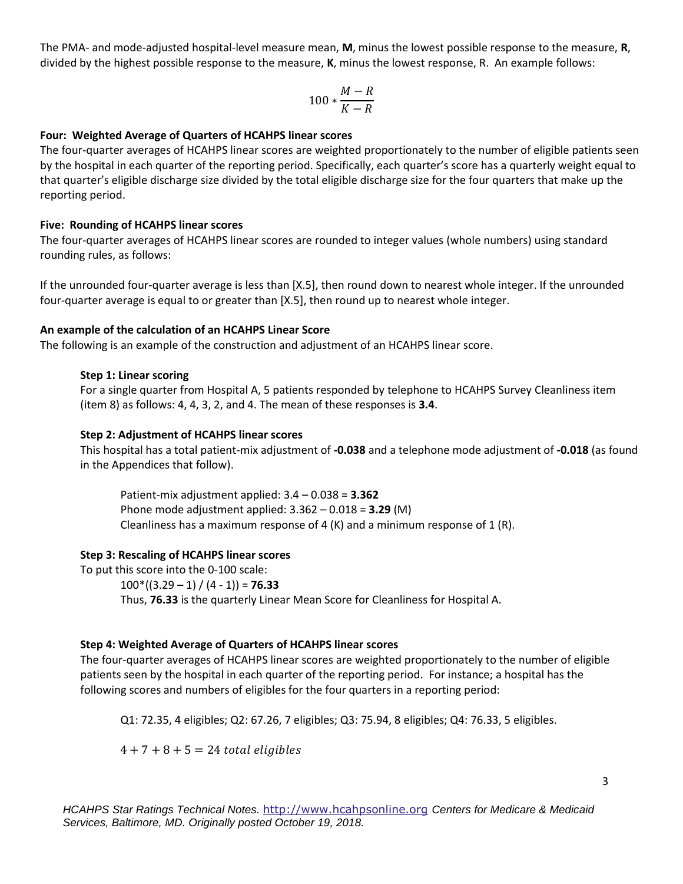The PMA- and mode-adjusted hospital-level measure mean, **M**, minus the lowest possible response to the measure, **R**, divided by the highest possible response to the measure, **K**, minus the lowest response, R. An example follows:

$$100 * \frac{M - R}{K - R}$$

**Four: Weighted Average of Quarters of HCAHPS linear scores**

The four-quarter averages of HCAHPS linear scores are weighted proportionately to the number of eligible patients seen by the hospital in each quarter of the reporting period. Specifically, each quarter's score has a quarterly weight equal to that quarter's eligible discharge size divided by the total eligible discharge size for the four quarters that make up the reporting period.

**Five: Rounding of HCAHPS linear scores**

The four-quarter averages of HCAHPS linear scores are rounded to integer values (whole numbers) using standard rounding rules, as follows:

If the unrounded four-quarter average is less than [X.5], then round down to nearest whole integer. If the unrounded four-quarter average is equal to or greater than [X.5], then round up to nearest whole integer.

**An example of the calculation of an HCAHPS Linear Score**

The following is an example of the construction and adjustment of an HCAHPS linear score.

**Step 1: Linear scoring**

For a single quarter from Hospital A, 5 patients responded by telephone to HCAHPS Survey Cleanliness item (item 8) as follows: 4, 4, 3, 2, and 4. The mean of these responses is **3.4**.

**Step 2: Adjustment of HCAHPS linear scores**

This hospital has a total patient-mix adjustment of **-0.038** and a telephone mode adjustment of **-0.018** (as found in the Appendices that follow).

Patient-mix adjustment applied: 3.4 – 0.038 = **3.362**
Phone mode adjustment applied: 3.362 – 0.018 = **3.29** (M)
Cleanliness has a maximum response of 4 (K) and a minimum response of 1 (R).

**Step 3: Rescaling of HCAHPS linear scores**

To put this score into the 0-100 scale:

100*((3.29 – 1) / (4 - 1)) = **76.33**
Thus, **76.33** is the quarterly Linear Mean Score for Cleanliness for Hospital A.

**Step 4: Weighted Average of Quarters of HCAHPS linear scores**

The four-quarter averages of HCAHPS linear scores are weighted proportionately to the number of eligible patients seen by the hospital in each quarter of the reporting period. For instance; a hospital has the following scores and numbers of eligibles for the four quarters in a reporting period:

Q1: 72.35, 4 eligibles; Q2: 67.26, 7 eligibles; Q3: 75.94, 8 eligibles; Q4: 76.33, 5 eligibles.

$$4 + 7 + 8 + 5 = 24 \ total \ eligibles$$

*HCAHPS Star Ratings Technical Notes.* http://www.hcahpsonline.org *Centers for Medicare & Medicaid Services, Baltimore, MD. Originally posted October 19, 2018.*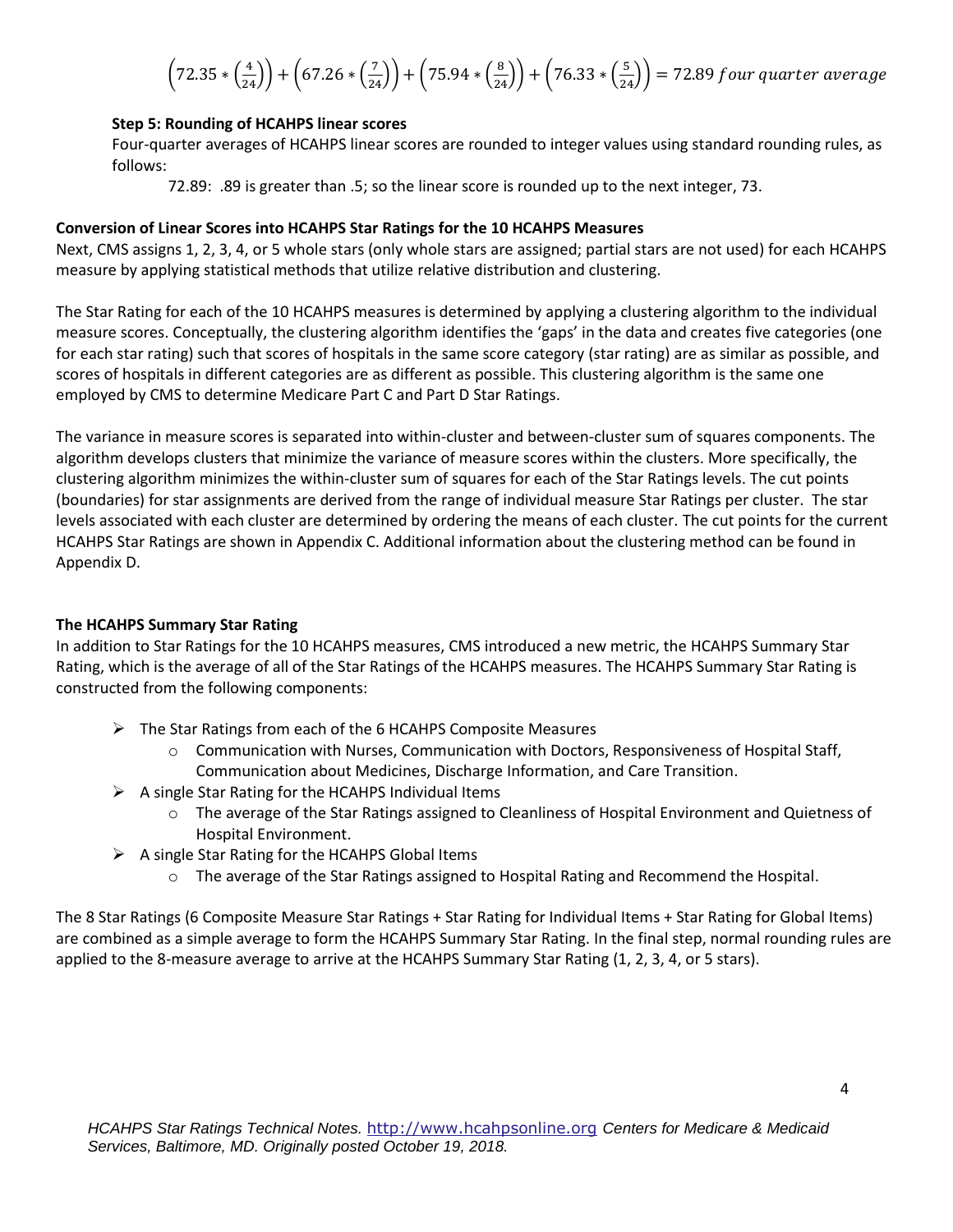$$\left(72.35 * \left(\frac{4}{24}\right)\right) + \left(67.26 * \left(\frac{7}{24}\right)\right) + \left(75.94 * \left(\frac{8}{24}\right)\right) + \left(76.33 * \left(\frac{5}{24}\right)\right) = 72.89\ four\ quarter\ average$$

**Step 5: Rounding of HCAHPS linear scores**

Four-quarter averages of HCAHPS linear scores are rounded to integer values using standard rounding rules, as follows:

72.89: .89 is greater than .5; so the linear score is rounded up to the next integer, 73.

**Conversion of Linear Scores into HCAHPS Star Ratings for the 10 HCAHPS Measures**

Next, CMS assigns 1, 2, 3, 4, or 5 whole stars (only whole stars are assigned; partial stars are not used) for each HCAHPS measure by applying statistical methods that utilize relative distribution and clustering.

The Star Rating for each of the 10 HCAHPS measures is determined by applying a clustering algorithm to the individual measure scores. Conceptually, the clustering algorithm identifies the 'gaps' in the data and creates five categories (one for each star rating) such that scores of hospitals in the same score category (star rating) are as similar as possible, and scores of hospitals in different categories are as different as possible. This clustering algorithm is the same one employed by CMS to determine Medicare Part C and Part D Star Ratings.

The variance in measure scores is separated into within-cluster and between-cluster sum of squares components. The algorithm develops clusters that minimize the variance of measure scores within the clusters. More specifically, the clustering algorithm minimizes the within-cluster sum of squares for each of the Star Ratings levels. The cut points (boundaries) for star assignments are derived from the range of individual measure Star Ratings per cluster. The star levels associated with each cluster are determined by ordering the means of each cluster. The cut points for the current HCAHPS Star Ratings are shown in Appendix C. Additional information about the clustering method can be found in Appendix D.

**The HCAHPS Summary Star Rating**

In addition to Star Ratings for the 10 HCAHPS measures, CMS introduced a new metric, the HCAHPS Summary Star Rating, which is the average of all of the Star Ratings of the HCAHPS measures. The HCAHPS Summary Star Rating is constructed from the following components:

- The Star Ratings from each of the 6 HCAHPS Composite Measures
  - Communication with Nurses, Communication with Doctors, Responsiveness of Hospital Staff, Communication about Medicines, Discharge Information, and Care Transition.
- A single Star Rating for the HCAHPS Individual Items
  - The average of the Star Ratings assigned to Cleanliness of Hospital Environment and Quietness of Hospital Environment.
- A single Star Rating for the HCAHPS Global Items
  - The average of the Star Ratings assigned to Hospital Rating and Recommend the Hospital.

The 8 Star Ratings (6 Composite Measure Star Ratings + Star Rating for Individual Items + Star Rating for Global Items) are combined as a simple average to form the HCAHPS Summary Star Rating. In the final step, normal rounding rules are applied to the 8-measure average to arrive at the HCAHPS Summary Star Rating (1, 2, 3, 4, or 5 stars).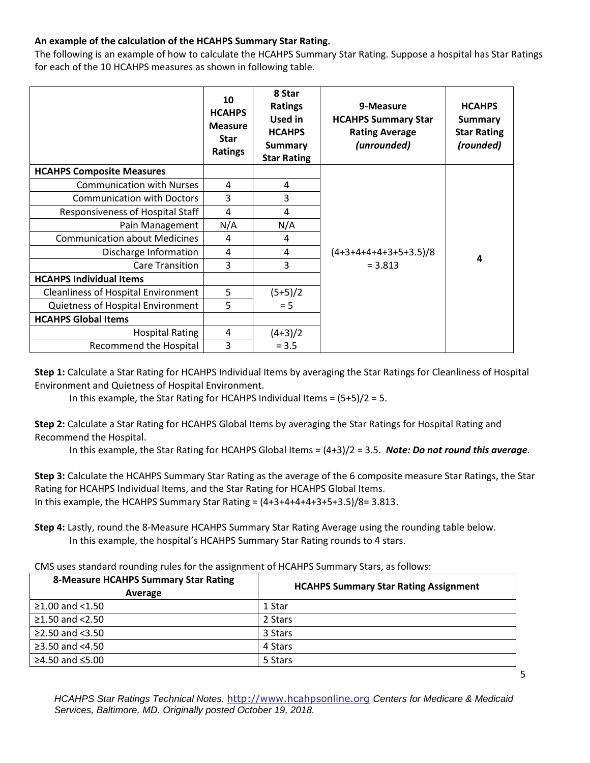**An example of the calculation of the HCAHPS Summary Star Rating.**

The following is an example of how to calculate the HCAHPS Summary Star Rating. Suppose a hospital has Star Ratings for each of the 10 HCAHPS measures as shown in following table.

| | 10 HCAHPS Measure Star Ratings | 8 Star Ratings Used in HCAHPS Summary Star Rating | 9-Measure HCAHPS Summary Star Rating Average *(unrounded)* | HCAHPS Summary Star Rating *(rounded)* |
|---|---|---|---|---|
| **HCAHPS Composite Measures** | | | (4+3+4+4+4+3+5+3.5)/8 = 3.813 | 4 |
| Communication with Nurses | 4 | 4 | | |
| Communication with Doctors | 3 | 3 | | |
| Responsiveness of Hospital Staff | 4 | 4 | | |
| Pain Management | N/A | N/A | | |
| Communication about Medicines | 4 | 4 | | |
| Discharge Information | 4 | 4 | | |
| Care Transition | 3 | 3 | | |
| **HCAHPS Individual Items** | | | | |
| Cleanliness of Hospital Environment | 5 | (5+5)/2 = 5 | | |
| Quietness of Hospital Environment | 5 | | | |
| **HCAHPS Global Items** | | | | |
| Hospital Rating | 4 | (4+3)/2 = 3.5 | | |
| Recommend the Hospital | 3 | | | |

**Step 1:** Calculate a Star Rating for HCAHPS Individual Items by averaging the Star Ratings for Cleanliness of Hospital Environment and Quietness of Hospital Environment.

In this example, the Star Rating for HCAHPS Individual Items = (5+5)/2 = 5.

**Step 2:** Calculate a Star Rating for HCAHPS Global Items by averaging the Star Ratings for Hospital Rating and Recommend the Hospital.

In this example, the Star Rating for HCAHPS Global Items = (4+3)/2 = 3.5. ***Note: Do not round this average.***

**Step 3:** Calculate the HCAHPS Summary Star Rating as the average of the 6 composite measure Star Ratings, the Star Rating for HCAHPS Individual Items, and the Star Rating for HCAHPS Global Items.

In this example, the HCAHPS Summary Star Rating = (4+3+4+4+4+3+5+3.5)/8= 3.813.

**Step 4:** Lastly, round the 8-Measure HCAHPS Summary Star Rating Average using the rounding table below.

In this example, the hospital's HCAHPS Summary Star Rating rounds to 4 stars.

CMS uses standard rounding rules for the assignment of HCAHPS Summary Stars, as follows:

| 8-Measure HCAHPS Summary Star Rating Average | HCAHPS Summary Star Rating Assignment |
|---|---|
| ≥1.00 and <1.50 | 1 Star |
| ≥1.50 and <2.50 | 2 Stars |
| ≥2.50 and <3.50 | 3 Stars |
| ≥3.50 and <4.50 | 4 Stars |
| ≥4.50 and ≤5.00 | 5 Stars |

*HCAHPS Star Ratings Technical Notes.* http://www.hcahpsonline.org *Centers for Medicare & Medicaid Services, Baltimore, MD. Originally posted October 19, 2018.*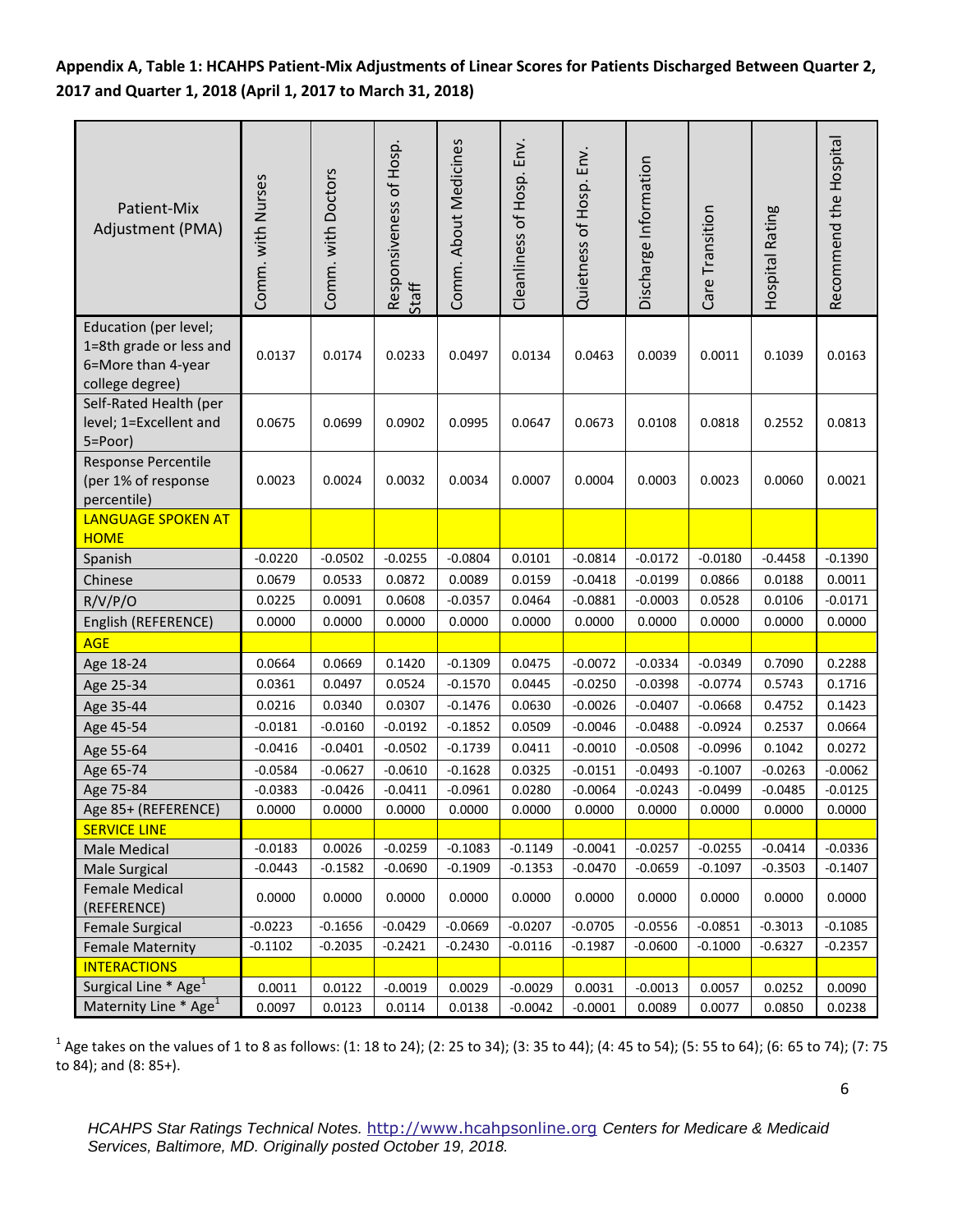**Appendix A, Table 1: HCAHPS Patient-Mix Adjustments of Linear Scores for Patients Discharged Between Quarter 2, 2017 and Quarter 1, 2018 (April 1, 2017 to March 31, 2018)**

| Patient-Mix Adjustment (PMA) | Comm. with Nurses | Comm. with Doctors | Responsiveness of Hosp. Staff | Comm. About Medicines | Cleanliness of Hosp. Env. | Quietness of Hosp. Env. | Discharge Information | Care Transition | Hospital Rating | Recommend the Hospital |
|---|---|---|---|---|---|---|---|---|---|---|
| Education (per level; 1=8th grade or less and 6=More than 4-year college degree) | 0.0137 | 0.0174 | 0.0233 | 0.0497 | 0.0134 | 0.0463 | 0.0039 | 0.0011 | 0.1039 | 0.0163 |
| Self-Rated Health (per level; 1=Excellent and 5=Poor) | 0.0675 | 0.0699 | 0.0902 | 0.0995 | 0.0647 | 0.0673 | 0.0108 | 0.0818 | 0.2552 | 0.0813 |
| Response Percentile (per 1% of response percentile) | 0.0023 | 0.0024 | 0.0032 | 0.0034 | 0.0007 | 0.0004 | 0.0003 | 0.0023 | 0.0060 | 0.0021 |
| LANGUAGE SPOKEN AT HOME | | | | | | | | | | |
| Spanish | -0.0220 | -0.0502 | -0.0255 | -0.0804 | 0.0101 | -0.0814 | -0.0172 | -0.0180 | -0.4458 | -0.1390 |
| Chinese | 0.0679 | 0.0533 | 0.0872 | 0.0089 | 0.0159 | -0.0418 | -0.0199 | 0.0866 | 0.0188 | 0.0011 |
| R/V/P/O | 0.0225 | 0.0091 | 0.0608 | -0.0357 | 0.0464 | -0.0881 | -0.0003 | 0.0528 | 0.0106 | -0.0171 |
| English (REFERENCE) | 0.0000 | 0.0000 | 0.0000 | 0.0000 | 0.0000 | 0.0000 | 0.0000 | 0.0000 | 0.0000 | 0.0000 |
| AGE | | | | | | | | | | |
| Age 18-24 | 0.0664 | 0.0669 | 0.1420 | -0.1309 | 0.0475 | -0.0072 | -0.0334 | -0.0349 | 0.7090 | 0.2288 |
| Age 25-34 | 0.0361 | 0.0497 | 0.0524 | -0.1570 | 0.0445 | -0.0250 | -0.0398 | -0.0774 | 0.5743 | 0.1716 |
| Age 35-44 | 0.0216 | 0.0340 | 0.0307 | -0.1476 | 0.0630 | -0.0026 | -0.0407 | -0.0668 | 0.4752 | 0.1423 |
| Age 45-54 | -0.0181 | -0.0160 | -0.0192 | -0.1852 | 0.0509 | -0.0046 | -0.0488 | -0.0924 | 0.2537 | 0.0664 |
| Age 55-64 | -0.0416 | -0.0401 | -0.0502 | -0.1739 | 0.0411 | -0.0010 | -0.0508 | -0.0996 | 0.1042 | 0.0272 |
| Age 65-74 | -0.0584 | -0.0627 | -0.0610 | -0.1628 | 0.0325 | -0.0151 | -0.0493 | -0.1007 | -0.0263 | -0.0062 |
| Age 75-84 | -0.0383 | -0.0426 | -0.0411 | -0.0961 | 0.0280 | -0.0064 | -0.0243 | -0.0499 | -0.0485 | -0.0125 |
| Age 85+ (REFERENCE) | 0.0000 | 0.0000 | 0.0000 | 0.0000 | 0.0000 | 0.0000 | 0.0000 | 0.0000 | 0.0000 | 0.0000 |
| SERVICE LINE | | | | | | | | | | |
| Male Medical | -0.0183 | 0.0026 | -0.0259 | -0.1083 | -0.1149 | -0.0041 | -0.0257 | -0.0255 | -0.0414 | -0.0336 |
| Male Surgical | -0.0443 | -0.1582 | -0.0690 | -0.1909 | -0.1353 | -0.0470 | -0.0659 | -0.1097 | -0.3503 | -0.1407 |
| Female Medical (REFERENCE) | 0.0000 | 0.0000 | 0.0000 | 0.0000 | 0.0000 | 0.0000 | 0.0000 | 0.0000 | 0.0000 | 0.0000 |
| Female Surgical | -0.0223 | -0.1656 | -0.0429 | -0.0669 | -0.0207 | -0.0705 | -0.0556 | -0.0851 | -0.3013 | -0.1085 |
| Female Maternity | -0.1102 | -0.2035 | -0.2421 | -0.2430 | -0.0116 | -0.1987 | -0.0600 | -0.1000 | -0.6327 | -0.2357 |
| INTERACTIONS | | | | | | | | | | |
| Surgical Line * Age[1] | 0.0011 | 0.0122 | -0.0019 | 0.0029 | -0.0029 | 0.0031 | -0.0013 | 0.0057 | 0.0252 | 0.0090 |
| Maternity Line * Age[1] | 0.0097 | 0.0123 | 0.0114 | 0.0138 | -0.0042 | -0.0001 | 0.0089 | 0.0077 | 0.0850 | 0.0238 |

[1] Age takes on the values of 1 to 8 as follows: (1: 18 to 24); (2: 25 to 34); (3: 35 to 44); (4: 45 to 54); (5: 55 to 64); (6: 65 to 74); (7: 75 to 84); and (8: 85+).

*HCAHPS Star Ratings Technical Notes.* http://www.hcahpsonline.org *Centers for Medicare & Medicaid Services, Baltimore, MD. Originally posted October 19, 2018.*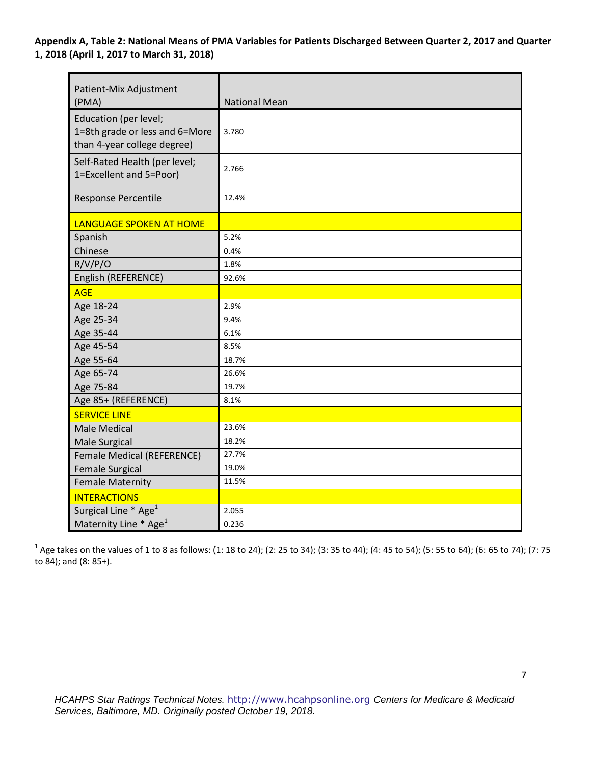**Appendix A, Table 2: National Means of PMA Variables for Patients Discharged Between Quarter 2, 2017 and Quarter 1, 2018 (April 1, 2017 to March 31, 2018)**

| Patient-Mix Adjustment (PMA) | National Mean |
|---|---|
| Education (per level; 1=8th grade or less and 6=More than 4-year college degree) | 3.780 |
| Self-Rated Health (per level; 1=Excellent and 5=Poor) | 2.766 |
| Response Percentile | 12.4% |
| LANGUAGE SPOKEN AT HOME | |
| Spanish | 5.2% |
| Chinese | 0.4% |
| R/V/P/O | 1.8% |
| English (REFERENCE) | 92.6% |
| AGE | |
| Age 18-24 | 2.9% |
| Age 25-34 | 9.4% |
| Age 35-44 | 6.1% |
| Age 45-54 | 8.5% |
| Age 55-64 | 18.7% |
| Age 65-74 | 26.6% |
| Age 75-84 | 19.7% |
| Age 85+ (REFERENCE) | 8.1% |
| SERVICE LINE | |
| Male Medical | 23.6% |
| Male Surgical | 18.2% |
| Female Medical (REFERENCE) | 27.7% |
| Female Surgical | 19.0% |
| Female Maternity | 11.5% |
| INTERACTIONS | |
| Surgical Line * Age[1] | 2.055 |
| Maternity Line * Age[1] | 0.236 |

[1] Age takes on the values of 1 to 8 as follows: (1: 18 to 24); (2: 25 to 34); (3: 35 to 44); (4: 45 to 54); (5: 55 to 64); (6: 65 to 74); (7: 75 to 84); and (8: 85+).

*HCAHPS Star Ratings Technical Notes.* http://www.hcahpsonline.org *Centers for Medicare & Medicaid Services, Baltimore, MD. Originally posted October 19, 2018.*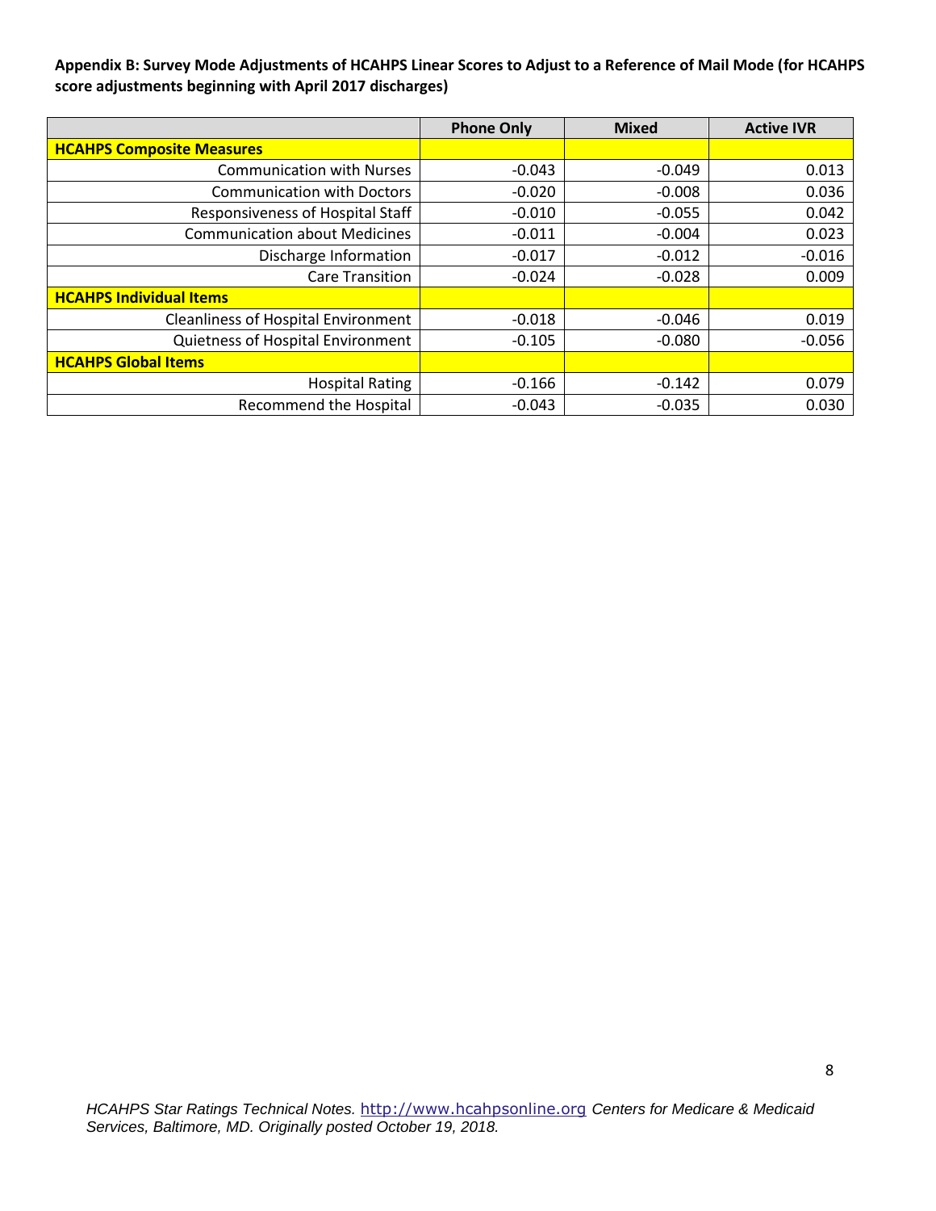**Appendix B: Survey Mode Adjustments of HCAHPS Linear Scores to Adjust to a Reference of Mail Mode (for HCAHPS score adjustments beginning with April 2017 discharges)**

| | Phone Only | Mixed | Active IVR |
|---|---|---|---|
| **HCAHPS Composite Measures** | | | |
| Communication with Nurses | -0.043 | -0.049 | 0.013 |
| Communication with Doctors | -0.020 | -0.008 | 0.036 |
| Responsiveness of Hospital Staff | -0.010 | -0.055 | 0.042 |
| Communication about Medicines | -0.011 | -0.004 | 0.023 |
| Discharge Information | -0.017 | -0.012 | -0.016 |
| Care Transition | -0.024 | -0.028 | 0.009 |
| **HCAHPS Individual Items** | | | |
| Cleanliness of Hospital Environment | -0.018 | -0.046 | 0.019 |
| Quietness of Hospital Environment | -0.105 | -0.080 | -0.056 |
| **HCAHPS Global Items** | | | |
| Hospital Rating | -0.166 | -0.142 | 0.079 |
| Recommend the Hospital | -0.043 | -0.035 | 0.030 |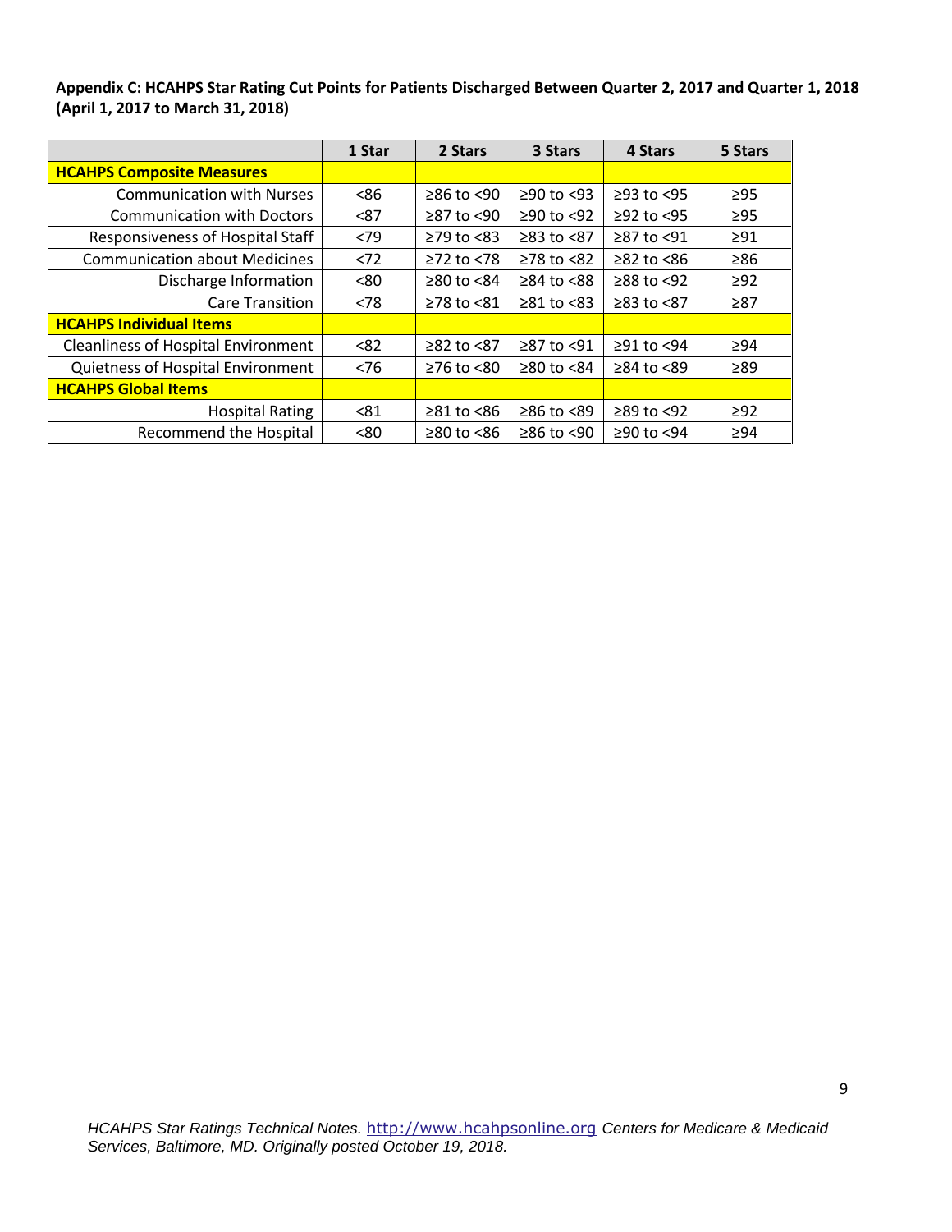**Appendix C: HCAHPS Star Rating Cut Points for Patients Discharged Between Quarter 2, 2017 and Quarter 1, 2018 (April 1, 2017 to March 31, 2018)**

| | 1 Star | 2 Stars | 3 Stars | 4 Stars | 5 Stars |
|---|---|---|---|---|---|
| **HCAHPS Composite Measures** | | | | | |
| Communication with Nurses | <86 | ≥86 to <90 | ≥90 to <93 | ≥93 to <95 | ≥95 |
| Communication with Doctors | <87 | ≥87 to <90 | ≥90 to <92 | ≥92 to <95 | ≥95 |
| Responsiveness of Hospital Staff | <79 | ≥79 to <83 | ≥83 to <87 | ≥87 to <91 | ≥91 |
| Communication about Medicines | <72 | ≥72 to <78 | ≥78 to <82 | ≥82 to <86 | ≥86 |
| Discharge Information | <80 | ≥80 to <84 | ≥84 to <88 | ≥88 to <92 | ≥92 |
| Care Transition | <78 | ≥78 to <81 | ≥81 to <83 | ≥83 to <87 | ≥87 |
| **HCAHPS Individual Items** | | | | | |
| Cleanliness of Hospital Environment | <82 | ≥82 to <87 | ≥87 to <91 | ≥91 to <94 | ≥94 |
| Quietness of Hospital Environment | <76 | ≥76 to <80 | ≥80 to <84 | ≥84 to <89 | ≥89 |
| **HCAHPS Global Items** | | | | | |
| Hospital Rating | <81 | ≥81 to <86 | ≥86 to <89 | ≥89 to <92 | ≥92 |
| Recommend the Hospital | <80 | ≥80 to <86 | ≥86 to <90 | ≥90 to <94 | ≥94 |

*HCAHPS Star Ratings Technical Notes.* http://www.hcahpsonline.org *Centers for Medicare & Medicaid Services, Baltimore, MD. Originally posted October 19, 2018.*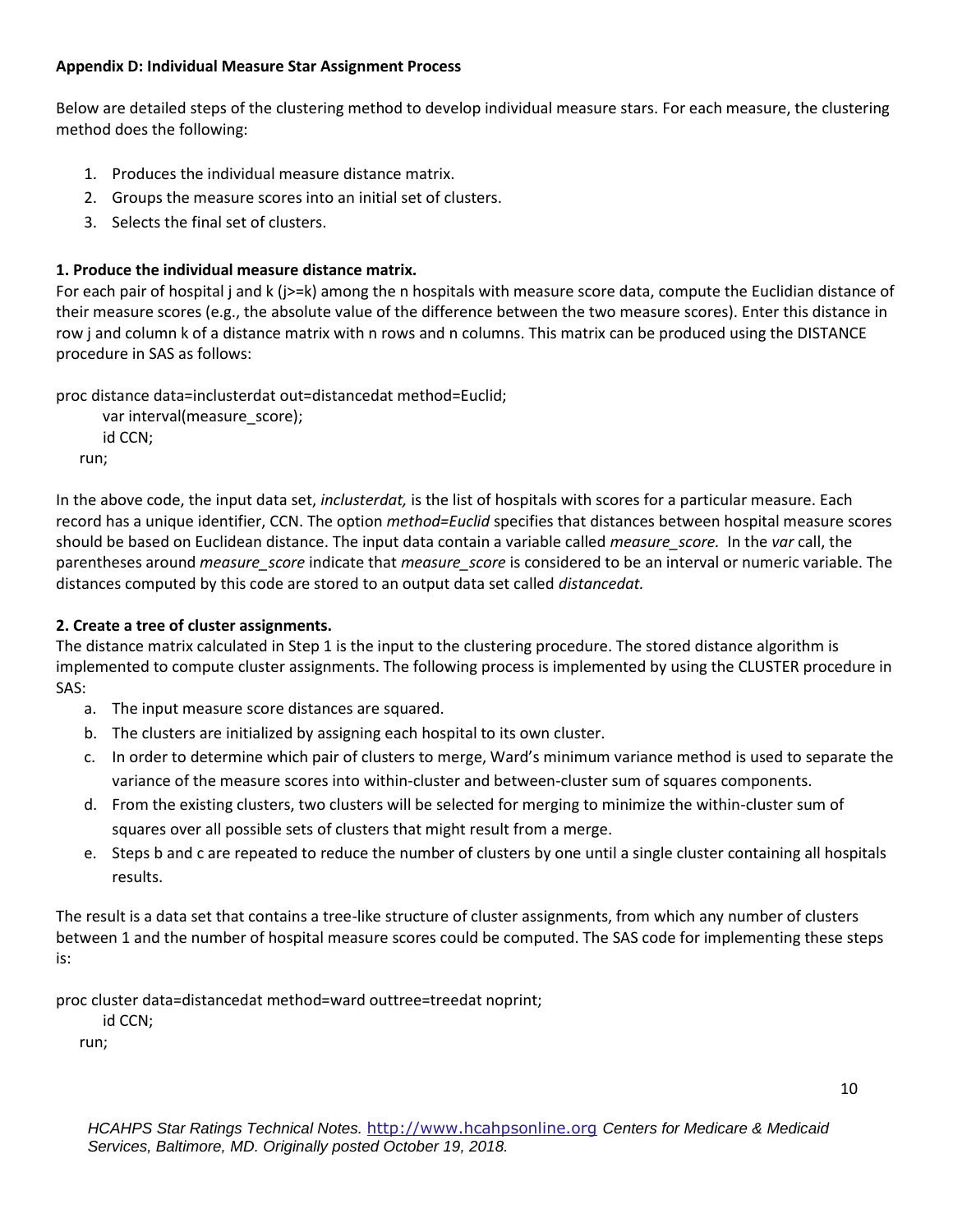### Appendix D: Individual Measure Star Assignment Process

Below are detailed steps of the clustering method to develop individual measure stars. For each measure, the clustering method does the following:

1. Produces the individual measure distance matrix.
2. Groups the measure scores into an initial set of clusters.
3. Selects the final set of clusters.

#### 1. Produce the individual measure distance matrix.

For each pair of hospital j and k (j>=k) among the n hospitals with measure score data, compute the Euclidian distance of their measure scores (e.g., the absolute value of the difference between the two measure scores). Enter this distance in row j and column k of a distance matrix with n rows and n columns. This matrix can be produced using the DISTANCE procedure in SAS as follows:

```
proc distance data=inclusterdat out=distancedat method=Euclid;
        var interval(measure_score);
        id CCN;
    run;
```

In the above code, the input data set, *inclusterdat,* is the list of hospitals with scores for a particular measure. Each record has a unique identifier, CCN. The option *method=Euclid* specifies that distances between hospital measure scores should be based on Euclidean distance. The input data contain a variable called *measure_score.* In the *var* call, the parentheses around *measure_score* indicate that *measure_score* is considered to be an interval or numeric variable. The distances computed by this code are stored to an output data set called *distancedat.*

#### 2. Create a tree of cluster assignments.

The distance matrix calculated in Step 1 is the input to the clustering procedure. The stored distance algorithm is implemented to compute cluster assignments. The following process is implemented by using the CLUSTER procedure in SAS:

a. The input measure score distances are squared.
b. The clusters are initialized by assigning each hospital to its own cluster.
c. In order to determine which pair of clusters to merge, Ward's minimum variance method is used to separate the variance of the measure scores into within-cluster and between-cluster sum of squares components.
d. From the existing clusters, two clusters will be selected for merging to minimize the within-cluster sum of squares over all possible sets of clusters that might result from a merge.
e. Steps b and c are repeated to reduce the number of clusters by one until a single cluster containing all hospitals results.

The result is a data set that contains a tree-like structure of cluster assignments, from which any number of clusters between 1 and the number of hospital measure scores could be computed. The SAS code for implementing these steps is:

```
proc cluster data=distancedat method=ward outtree=treedat noprint;
        id CCN;
    run;
```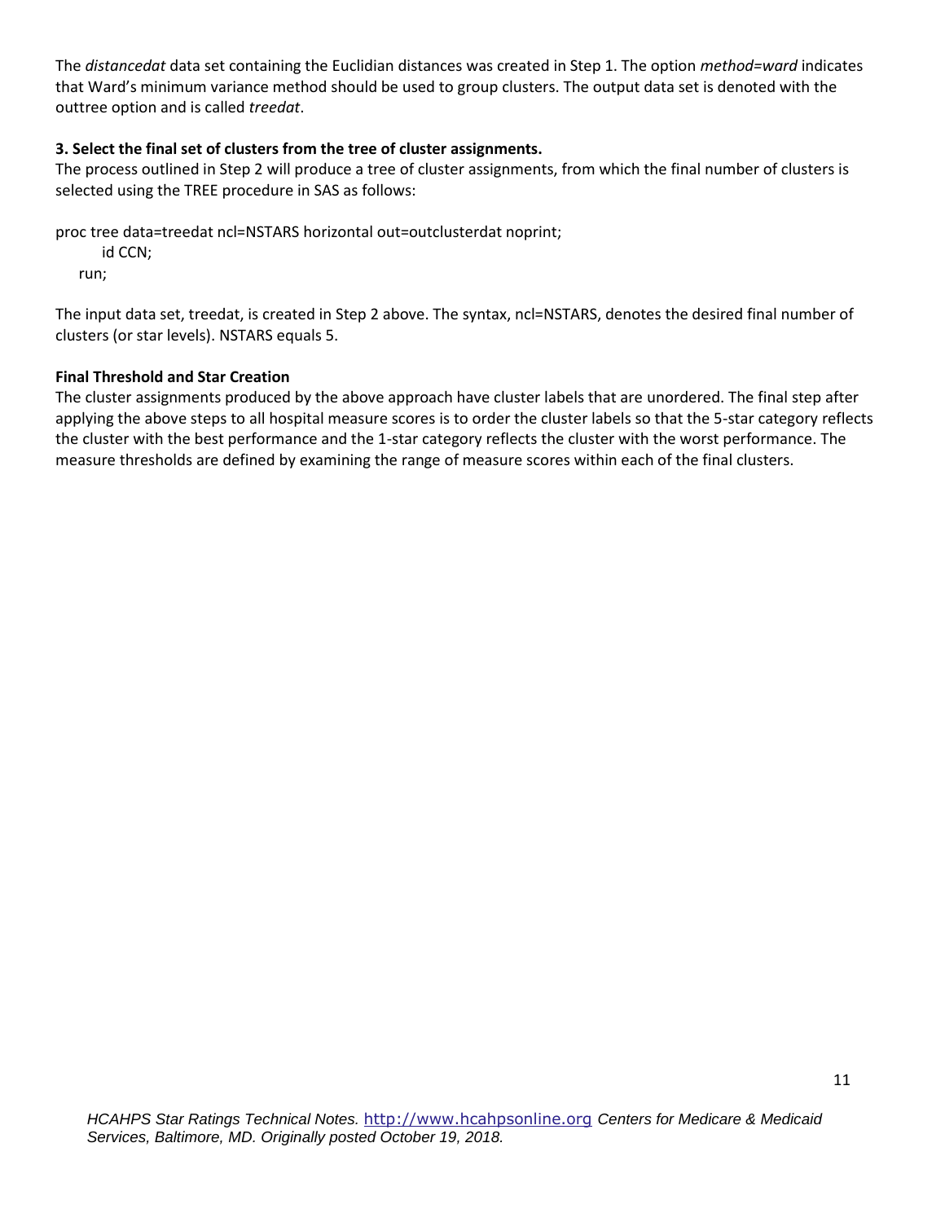The *distancedat* data set containing the Euclidian distances was created in Step 1. The option *method=ward* indicates that Ward's minimum variance method should be used to group clusters. The output data set is denoted with the outtree option and is called *treedat*.

**3. Select the final set of clusters from the tree of cluster assignments.**

The process outlined in Step 2 will produce a tree of cluster assignments, from which the final number of clusters is selected using the TREE procedure in SAS as follows:

```
proc tree data=treedat ncl=NSTARS horizontal out=outclusterdat noprint;
        id CCN;
    run;
```

The input data set, treedat, is created in Step 2 above. The syntax, ncl=NSTARS, denotes the desired final number of clusters (or star levels). NSTARS equals 5.

**Final Threshold and Star Creation**

The cluster assignments produced by the above approach have cluster labels that are unordered. The final step after applying the above steps to all hospital measure scores is to order the cluster labels so that the 5-star category reflects the cluster with the best performance and the 1-star category reflects the cluster with the worst performance. The measure thresholds are defined by examining the range of measure scores within each of the final clusters.

*HCAHPS Star Ratings Technical Notes.* http://www.hcahpsonline.org *Centers for Medicare & Medicaid Services, Baltimore, MD. Originally posted October 19, 2018.*